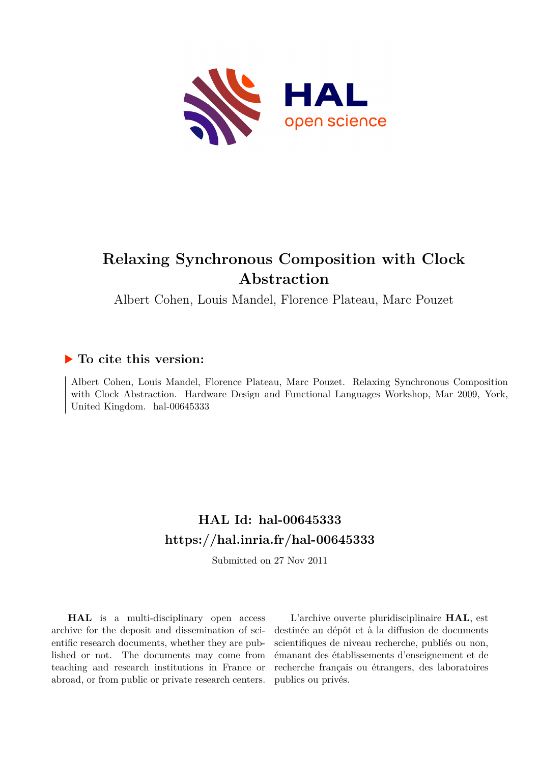# Relaxing Synchronous Composition with Clock Abstraction

Albert Cohen, Louis Mandel, Florence Plateau, Marc Pouzet

## ▶ To cite this version:

Albert Cohen, Louis Mandel, Florence Plateau, Marc Pouzet. Relaxing Synchronous Composition with Clock Abstraction. Hardware Design and Functional Languages Workshop, Mar 2009, York, United Kingdom. hal-00645333

## HAL Id: hal-00645333
## https://hal.inria.fr/hal-00645333

Submitted on 27 Nov 2011

**HAL** is a multi-disciplinary open access archive for the deposit and dissemination of scientific research documents, whether they are published or not. The documents may come from teaching and research institutions in France or abroad, or from public or private research centers.

L'archive ouverte pluridisciplinaire **HAL**, est destinée au dépôt et à la diffusion de documents scientifiques de niveau recherche, publiés ou non, émanant des établissements d'enseignement et de recherche français ou étrangers, des laboratoires publics ou privés.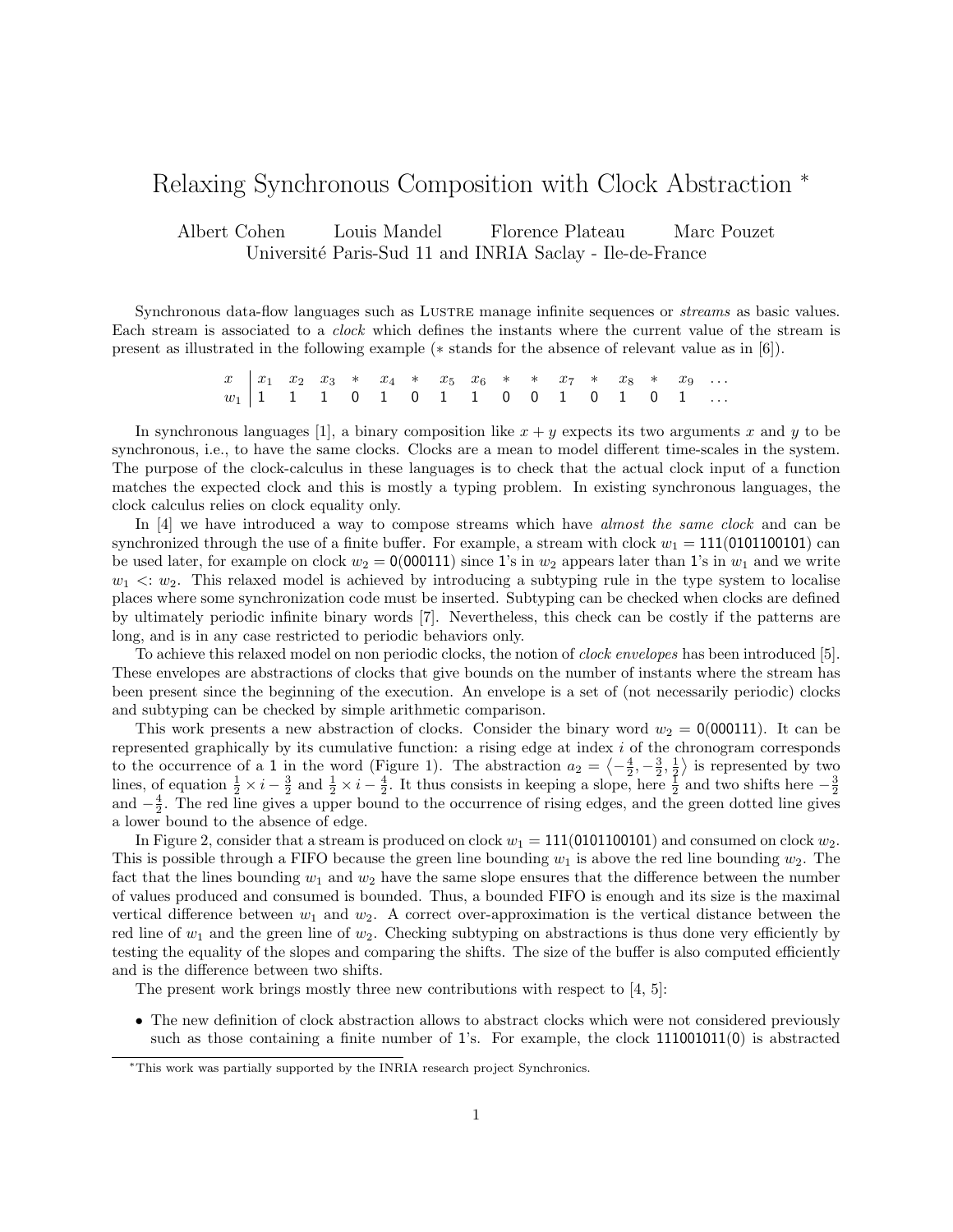# Relaxing Synchronous Composition with Clock Abstraction [*]

Albert Cohen  Louis Mandel  Florence Plateau  Marc Pouzet
Université Paris-Sud 11 and INRIA Saclay - Ile-de-France

Synchronous data-flow languages such as Lustre manage infinite sequences or *streams* as basic values. Each stream is associated to a *clock* which defines the instants where the current value of the stream is present as illustrated in the following example ($*$ stands for the absence of relevant value as in [6]).

| $x$ | $x_1$ | $x_2$ | $x_3$ | $*$ | $x_4$ | $*$ | $x_5$ | $x_6$ | $*$ | $*$ | $x_7$ | $*$ | $x_8$ | $*$ | $x_9$ | ... |
|---|---|---|---|---|---|---|---|---|---|---|---|---|---|---|---|---|
| $w_1$ | 1 | 1 | 1 | 0 | 1 | 0 | 1 | 1 | 0 | 0 | 1 | 0 | 1 | 0 | 1 | ... |

In synchronous languages [1], a binary composition like $x + y$ expects its two arguments $x$ and $y$ to be synchronous, i.e., to have the same clocks. Clocks are a mean to model different time-scales in the system. The purpose of the clock-calculus in these languages is to check that the actual clock input of a function matches the expected clock and this is mostly a typing problem. In existing synchronous languages, the clock calculus relies on clock equality only.

In [4] we have introduced a way to compose streams which have *almost the same clock* and can be synchronized through the use of a finite buffer. For example, a stream with clock $w_1 = 111(0101100101)$ can be used later, for example on clock $w_2 = 0(000111)$ since 1's in $w_2$ appears later than 1's in $w_1$ and we write $w_1 <: w_2$. This relaxed model is achieved by introducing a subtyping rule in the type system to localise places where some synchronization code must be inserted. Subtyping can be checked when clocks are defined by ultimately periodic infinite binary words [7]. Nevertheless, this check can be costly if the patterns are long, and is in any case restricted to periodic behaviors only.

To achieve this relaxed model on non periodic clocks, the notion of *clock envelopes* has been introduced [5]. These envelopes are abstractions of clocks that give bounds on the number of instants where the stream has been present since the beginning of the execution. An envelope is a set of (not necessarily periodic) clocks and subtyping can be checked by simple arithmetic comparison.

This work presents a new abstraction of clocks. Consider the binary word $w_2 = 0(000111)$. It can be represented graphically by its cumulative function: a rising edge at index $i$ of the chronogram corresponds to the occurrence of a 1 in the word (Figure 1). The abstraction $a_2 = \left\langle -\frac{4}{2}, -\frac{3}{2}, \frac{1}{2} \right\rangle$ is represented by two lines, of equation $\frac{1}{2} \times i - \frac{3}{2}$ and $\frac{1}{2} \times i - \frac{4}{2}$. It thus consists in keeping a slope, here $\frac{1}{2}$ and two shifts here $-\frac{3}{2}$ and $-\frac{4}{2}$. The red line gives a upper bound to the occurrence of rising edges, and the green dotted line gives a lower bound to the absence of edge.

In Figure 2, consider that a stream is produced on clock $w_1 = 111(0101100101)$ and consumed on clock $w_2$. This is possible through a FIFO because the green line bounding $w_1$ is above the red line bounding $w_2$. The fact that the lines bounding $w_1$ and $w_2$ have the same slope ensures that the difference between the number of values produced and consumed is bounded. Thus, a bounded FIFO is enough and its size is the maximal vertical difference between $w_1$ and $w_2$. A correct over-approximation is the vertical distance between the red line of $w_1$ and the green line of $w_2$. Checking subtyping on abstractions is thus done very efficiently by testing the equality of the slopes and comparing the shifts. The size of the buffer is also computed efficiently and is the difference between two shifts.

The present work brings mostly three new contributions with respect to [4, 5]:

- The new definition of clock abstraction allows to abstract clocks which were not considered previously such as those containing a finite number of 1's. For example, the clock 111001011(0) is abstracted

[*] This work was partially supported by the INRIA research project Synchronics.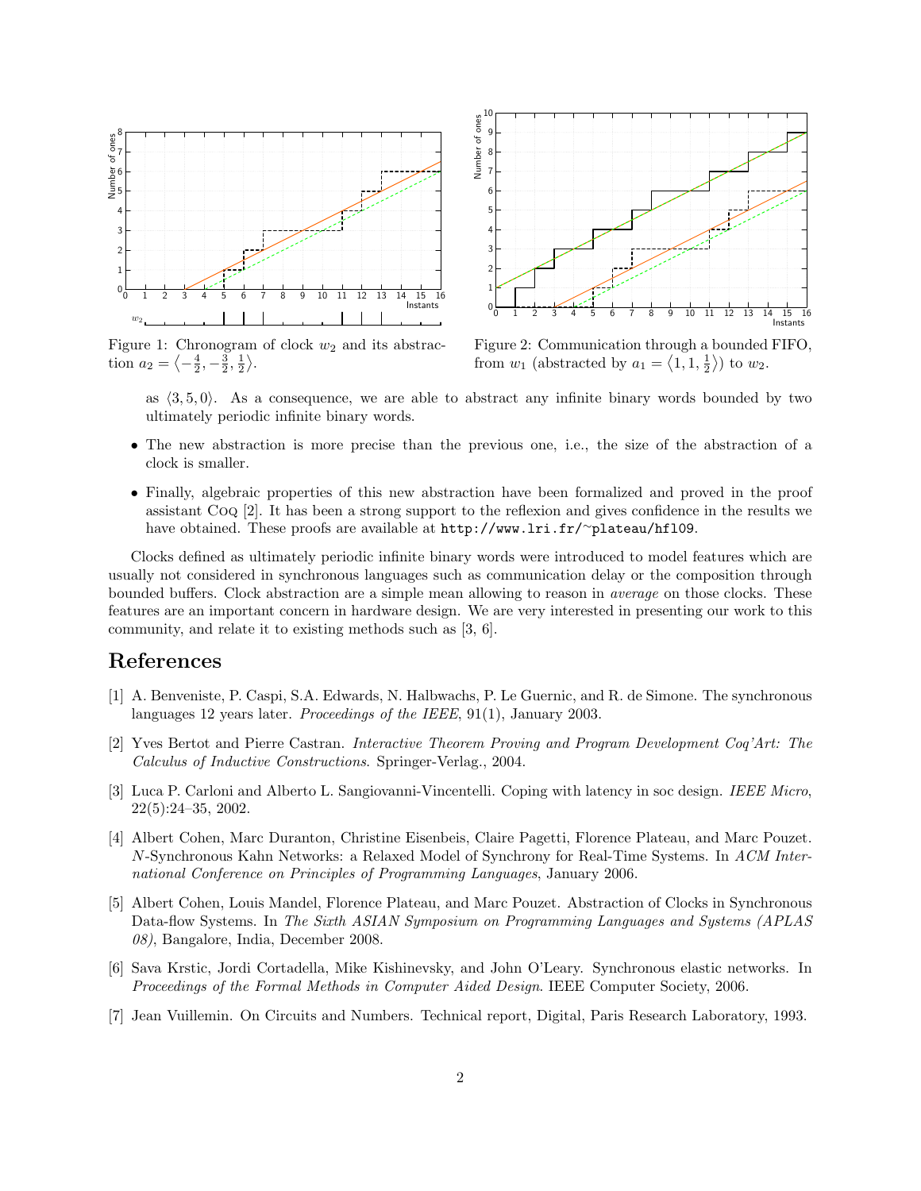Figure 1: Chronogram of clock $w_2$ and its abstraction $a_2 = \left\langle -\frac{4}{2}, -\frac{3}{2}, \frac{1}{2} \right\rangle$.

Figure 2: Communication through a bounded FIFO, from $w_1$ (abstracted by $a_1 = \left\langle 1, 1, \frac{1}{2} \right\rangle$) to $w_2$.

as $\langle 3, 5, 0 \rangle$. As a consequence, we are able to abstract any infinite binary words bounded by two ultimately periodic infinite binary words.

- The new abstraction is more precise than the previous one, i.e., the size of the abstraction of a clock is smaller.
- Finally, algebraic properties of this new abstraction have been formalized and proved in the proof assistant Coq [2]. It has been a strong support to the reflexion and gives confidence in the results we have obtained. These proofs are available at `http://www.lri.fr/~plateau/hfl09`.

Clocks defined as ultimately periodic infinite binary words were introduced to model features which are usually not considered in synchronous languages such as communication delay or the composition through bounded buffers. Clock abstraction are a simple mean allowing to reason in *average* on those clocks. These features are an important concern in hardware design. We are very interested in presenting our work to this community, and relate it to existing methods such as [3, 6].

# References

[1] A. Benveniste, P. Caspi, S.A. Edwards, N. Halbwachs, P. Le Guernic, and R. de Simone. The synchronous languages 12 years later. *Proceedings of the IEEE*, 91(1), January 2003.

[2] Yves Bertot and Pierre Castran. *Interactive Theorem Proving and Program Development Coq'Art: The Calculus of Inductive Constructions*. Springer-Verlag., 2004.

[3] Luca P. Carloni and Alberto L. Sangiovanni-Vincentelli. Coping with latency in soc design. *IEEE Micro*, 22(5):24–35, 2002.

[4] Albert Cohen, Marc Duranton, Christine Eisenbeis, Claire Pagetti, Florence Plateau, and Marc Pouzet. *N*-Synchronous Kahn Networks: a Relaxed Model of Synchrony for Real-Time Systems. In *ACM International Conference on Principles of Programming Languages*, January 2006.

[5] Albert Cohen, Louis Mandel, Florence Plateau, and Marc Pouzet. Abstraction of Clocks in Synchronous Data-flow Systems. In *The Sixth ASIAN Symposium on Programming Languages and Systems (APLAS 08)*, Bangalore, India, December 2008.

[6] Sava Krstic, Jordi Cortadella, Mike Kishinevsky, and John O'Leary. Synchronous elastic networks. In *Proceedings of the Formal Methods in Computer Aided Design*. IEEE Computer Society, 2006.

[7] Jean Vuillemin. On Circuits and Numbers. Technical report, Digital, Paris Research Laboratory, 1993.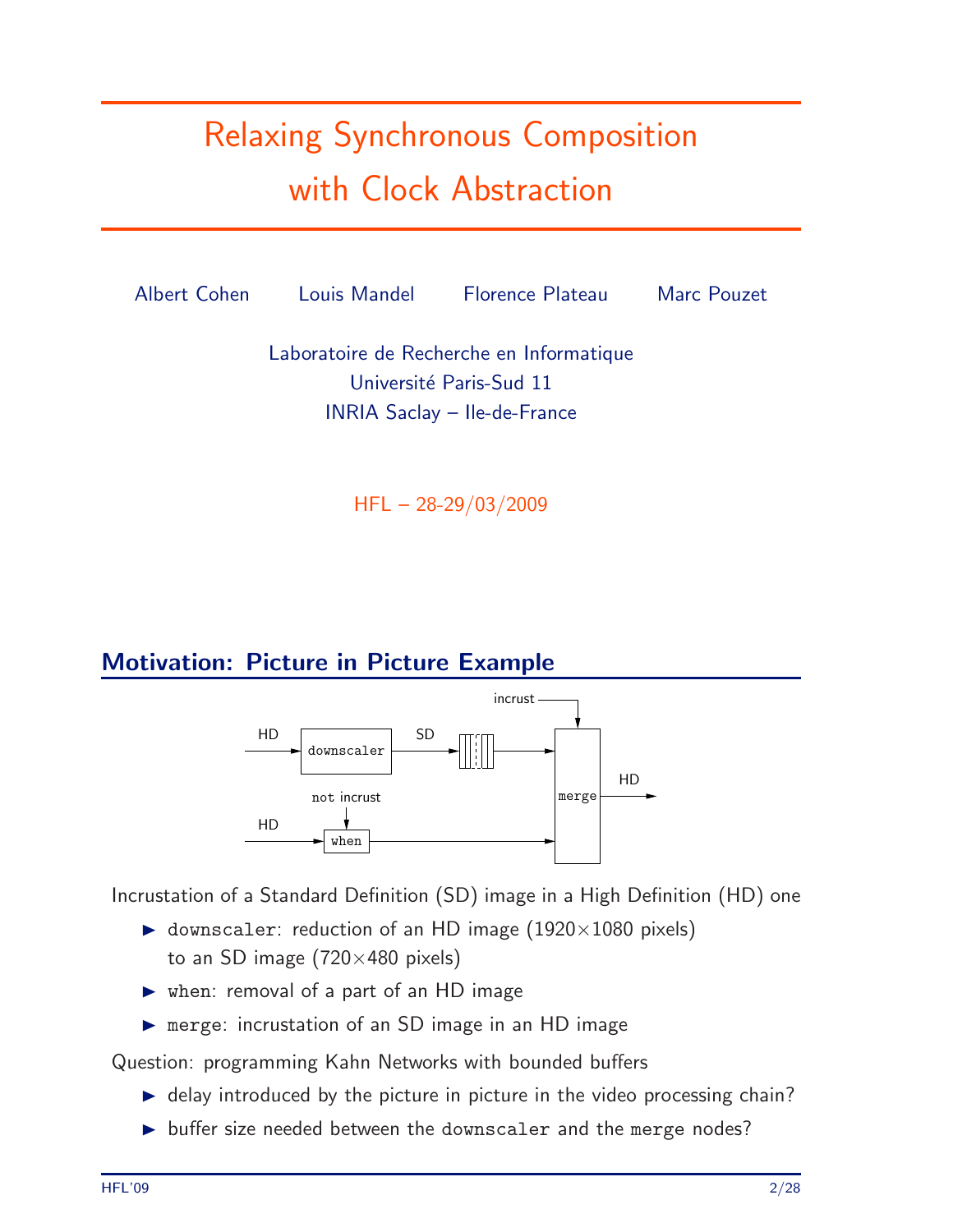# Relaxing Synchronous Composition with Clock Abstraction

Albert Cohen    Louis Mandel    Florence Plateau    Marc Pouzet

Laboratoire de Recherche en Informatique
Université Paris-Sud 11
INRIA Saclay – Ile-de-France

HFL – 28-29/03/2009

## Motivation: Picture in Picture Example

Incrustation of a Standard Definition (SD) image in a High Definition (HD) one

- `downscaler`: reduction of an HD image (1920×1080 pixels) to an SD image (720×480 pixels)
- `when`: removal of a part of an HD image
- `merge`: incrustation of an SD image in an HD image

Question: programming Kahn Networks with bounded buffers

- delay introduced by the picture in picture in the video processing chain?
- buffer size needed between the `downscaler` and the `merge` nodes?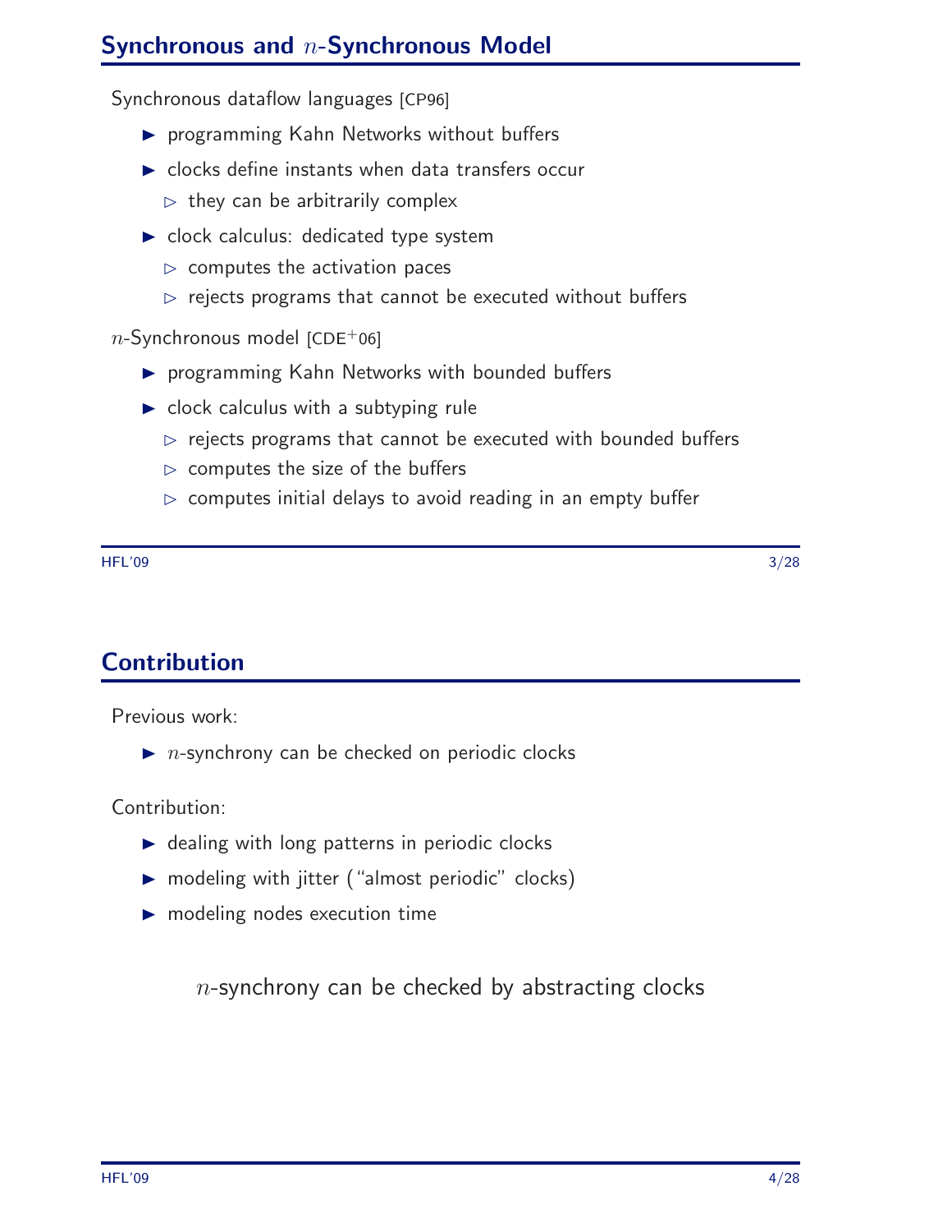## Synchronous and $n$-Synchronous Model

Synchronous dataflow languages [CP96]

- programming Kahn Networks without buffers
- clocks define instants when data transfers occur
  - they can be arbitrarily complex
- clock calculus: dedicated type system
  - computes the activation paces
  - rejects programs that cannot be executed without buffers

$n$-Synchronous model [CDE+06]

- programming Kahn Networks with bounded buffers
- clock calculus with a subtyping rule
  - rejects programs that cannot be executed with bounded buffers
  - computes the size of the buffers
  - computes initial delays to avoid reading in an empty buffer

## Contribution

Previous work:

- $n$-synchrony can be checked on periodic clocks

Contribution:

- dealing with long patterns in periodic clocks
- modeling with jitter ("almost periodic" clocks)
- modeling nodes execution time

$n$-synchrony can be checked by abstracting clocks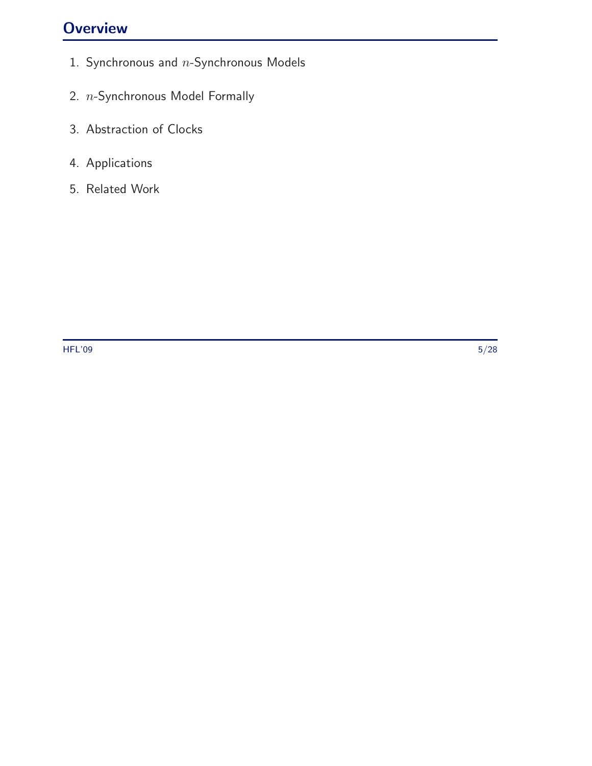## Overview

1. Synchronous and $n$-Synchronous Models
2. $n$-Synchronous Model Formally
3. Abstraction of Clocks
4. Applications
5. Related Work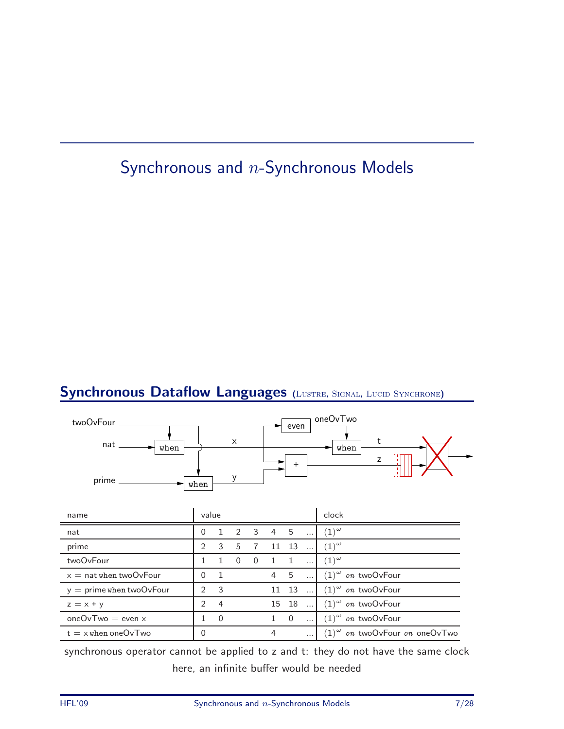# Synchronous and $n$-Synchronous Models

## Synchronous Dataflow Languages (Lustre, Signal, Lucid Synchrone)

| name | value | | | | | | | clock |
|---|---|---|---|---|---|---|---|---|
| nat | 0 | 1 | 2 | 3 | 4 | 5 | ... | $(1)^\omega$ |
| prime | 2 | 3 | 5 | 7 | 11 | 13 | ... | $(1)^\omega$ |
| twoOvFour | 1 | 1 | 0 | 0 | 1 | 1 | ... | $(1)^\omega$ |
| x = nat `when` twoOvFour | 0 | 1 | | | 4 | 5 | ... | $(1)^\omega$ *on* twoOvFour |
| y = prime `when` twoOvFour | 2 | 3 | | | 11 | 13 | ... | $(1)^\omega$ *on* twoOvFour |
| z = x + y | 2 | 4 | | | 15 | 18 | ... | $(1)^\omega$ *on* twoOvFour |
| oneOvTwo = even x | 1 | 0 | | | 1 | 0 | ... | $(1)^\omega$ *on* twoOvFour |
| t = x `when` oneOvTwo | 0 | | | | 4 | | ... | $(1)^\omega$ *on* twoOvFour *on* oneOvTwo |

synchronous operator cannot be applied to z and t: they do not have the same clock

here, an infinite buffer would be needed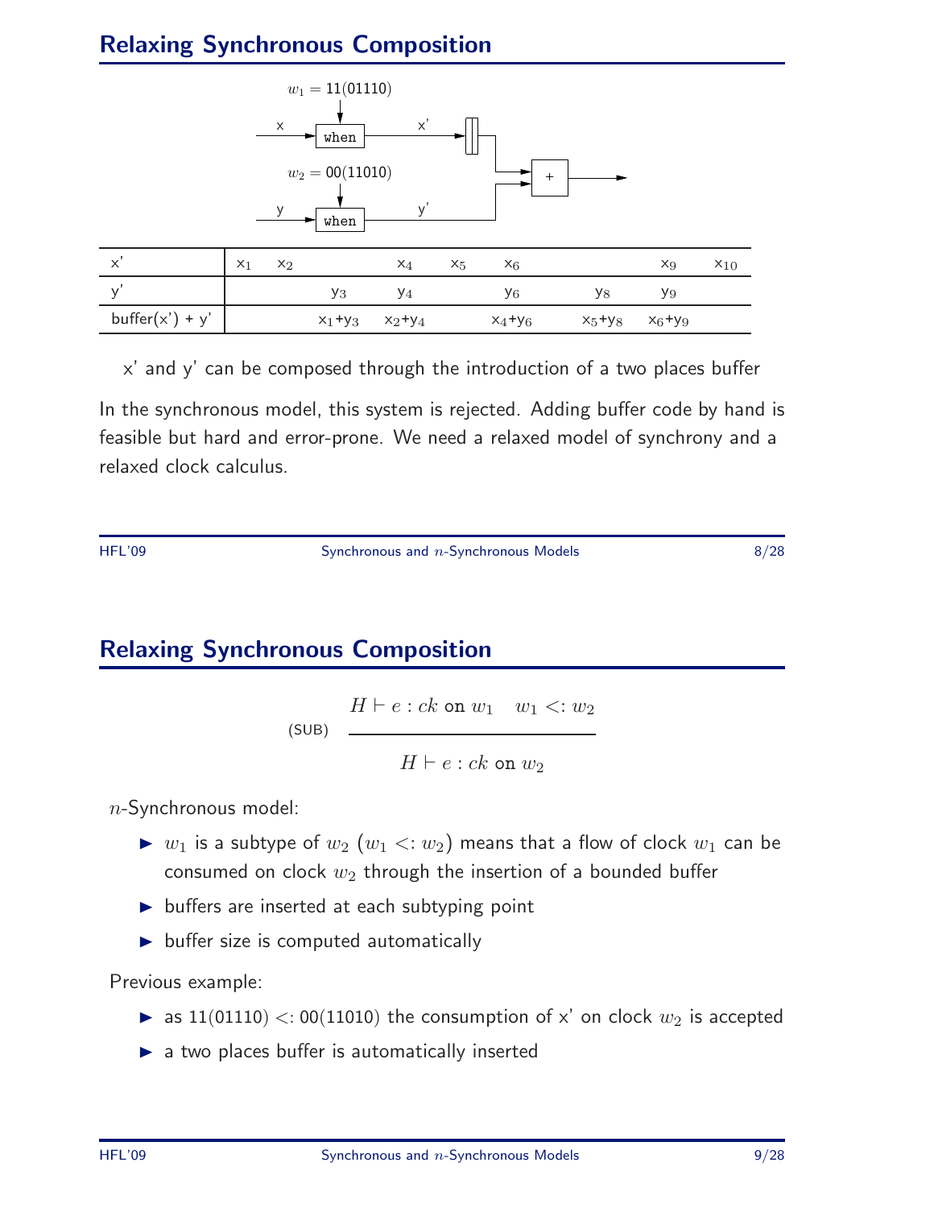## Relaxing Synchronous Composition

$w_1 = 11(01110)$

$w_2 = 00(11010)$

| x' | $x_1$ | $x_2$ | | $x_4$ | $x_5$ | $x_6$ | | $x_9$ | $x_{10}$ |
|---|---|---|---|---|---|---|---|---|---|
| y' | | | $y_3$ | $y_4$ | | $y_6$ | $y_8$ | $y_9$ | |
| buffer(x') + y' | | | $x_1$+$y_3$ | $x_2$+$y_4$ | | $x_4$+$y_6$ | $x_5$+$y_8$ | $x_6$+$y_9$ | |

x' and y' can be composed through the introduction of a two places buffer

In the synchronous model, this system is rejected. Adding buffer code by hand is feasible but hard and error-prone. We need a relaxed model of synchrony and a relaxed clock calculus.

## Relaxing Synchronous Composition

$$\text{(SUB)} \quad \frac{H \vdash e : ck \text{ on } w_1 \quad w_1 <: w_2}{H \vdash e : ck \text{ on } w_2}$$

$n$-Synchronous model:

- $w_1$ is a subtype of $w_2$ ($w_1 <: w_2$) means that a flow of clock $w_1$ can be consumed on clock $w_2$ through the insertion of a bounded buffer
- buffers are inserted at each subtyping point
- buffer size is computed automatically

Previous example:

- as $11(01110) <: 00(11010)$ the consumption of x' on clock $w_2$ is accepted
- a two places buffer is automatically inserted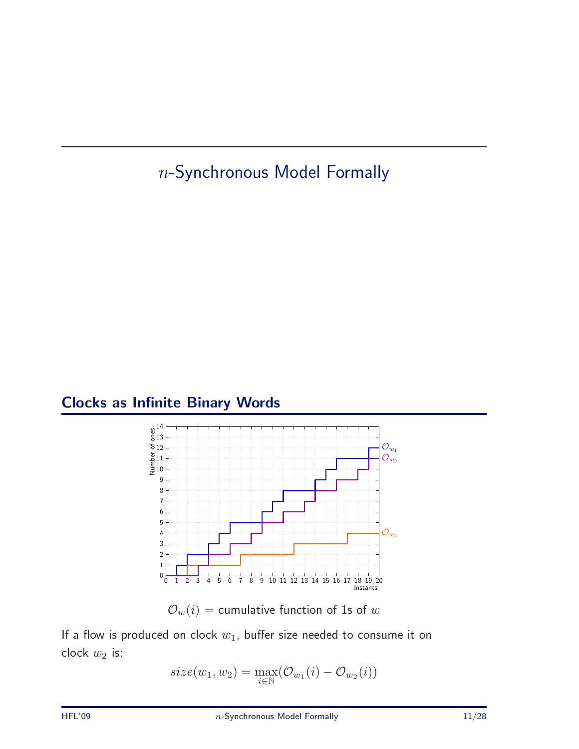# $n$-Synchronous Model Formally

## Clocks as Infinite Binary Words

$\mathcal{O}_w(i)$ = cumulative function of 1s of $w$

If a flow is produced on clock $w_1$, buffer size needed to consume it on clock $w_2$ is:

$$size(w_1, w_2) = \max_{i \in \mathbb{N}} (\mathcal{O}_{w_1}(i) - \mathcal{O}_{w_2}(i))$$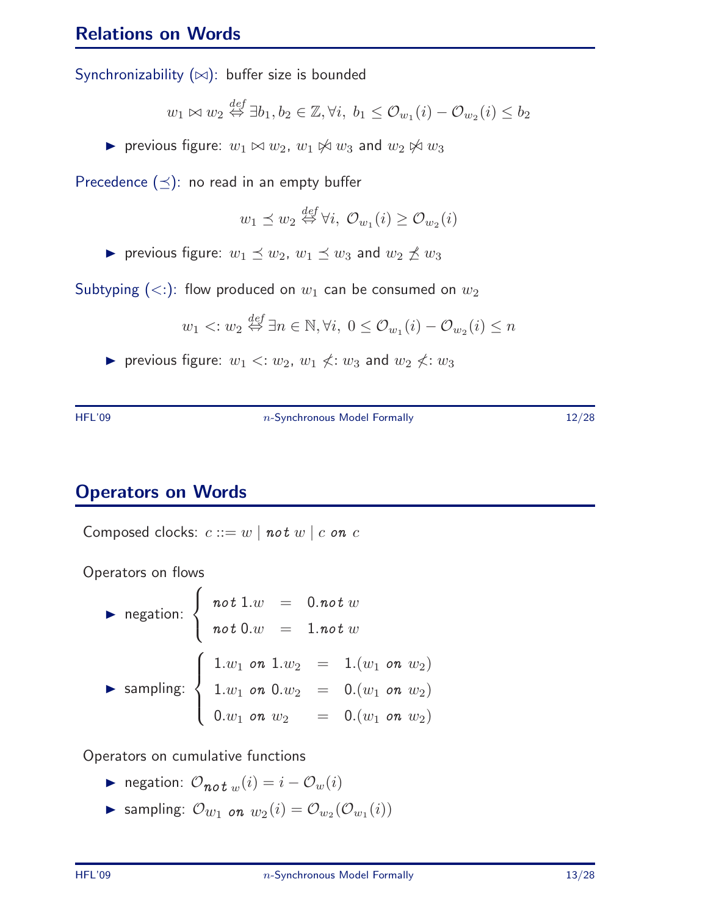## Relations on Words

Synchronizability ($\bowtie$): buffer size is bounded

$$w_1 \bowtie w_2 \overset{def}{\Leftrightarrow} \exists b_1, b_2 \in \mathbb{Z}, \forall i,\ b_1 \le \mathcal{O}_{w_1}(i) - \mathcal{O}_{w_2}(i) \le b_2$$

- previous figure: $w_1 \bowtie w_2$, $w_1 \not\bowtie w_3$ and $w_2 \not\bowtie w_3$

Precedence ($\preceq$): no read in an empty buffer

$$w_1 \preceq w_2 \overset{def}{\Leftrightarrow} \forall i,\ \mathcal{O}_{w_1}(i) \ge \mathcal{O}_{w_2}(i)$$

- previous figure: $w_1 \preceq w_2$, $w_1 \preceq w_3$ and $w_2 \not\preceq w_3$

Subtyping ($<:$): flow produced on $w_1$ can be consumed on $w_2$

$$w_1 <: w_2 \overset{def}{\Leftrightarrow} \exists n \in \mathbb{N}, \forall i,\ 0 \le \mathcal{O}_{w_1}(i) - \mathcal{O}_{w_2}(i) \le n$$

- previous figure: $w_1 <: w_2$, $w_1 \not<: w_3$ and $w_2 \not<: w_3$

## Operators on Words

Composed clocks: $c ::= w \mid \textit{not}\ w \mid c\ \textit{on}\ c$

Operators on flows

- negation: $\begin{cases} \textit{not}\ 1.w &= 0.\textit{not}\ w \\ \textit{not}\ 0.w &= 1.\textit{not}\ w \end{cases}$
- sampling: $\begin{cases} 1.w_1\ \textit{on}\ 1.w_2 &= 1.(w_1\ \textit{on}\ w_2) \\ 1.w_1\ \textit{on}\ 0.w_2 &= 0.(w_1\ \textit{on}\ w_2) \\ 0.w_1\ \textit{on}\ w_2 &= 0.(w_1\ \textit{on}\ w_2) \end{cases}$

Operators on cumulative functions

- negation: $\mathcal{O}_{\textit{not}\ w}(i) = i - \mathcal{O}_w(i)$
- sampling: $\mathcal{O}_{w_1\ \textit{on}\ w_2}(i) = \mathcal{O}_{w_2}(\mathcal{O}_{w_1}(i))$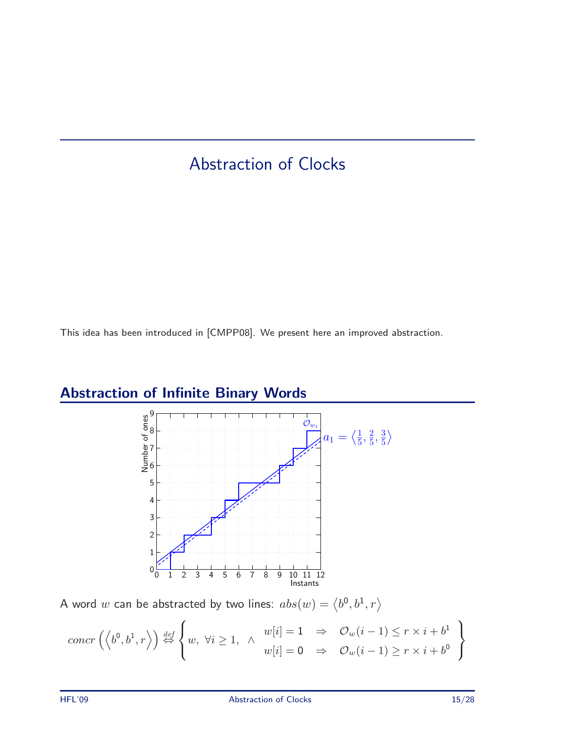# Abstraction of Clocks

This idea has been introduced in [CMPP08]. We present here an improved abstraction.

## Abstraction of Infinite Binary Words

A word $w$ can be abstracted by two lines: $abs(w) = \left\langle b^0, b^1, r \right\rangle$

$$concr\left(\left\langle b^0, b^1, r \right\rangle\right) \overset{def}{\Leftrightarrow} \left\{ w,\ \forall i \geq 1,\ \wedge \begin{array}{lcl} w[i] = 1 & \Rightarrow & \mathcal{O}_w(i-1) \leq r \times i + b^1 \\ w[i] = 0 & \Rightarrow & \mathcal{O}_w(i-1) \geq r \times i + b^0 \end{array} \right\}$$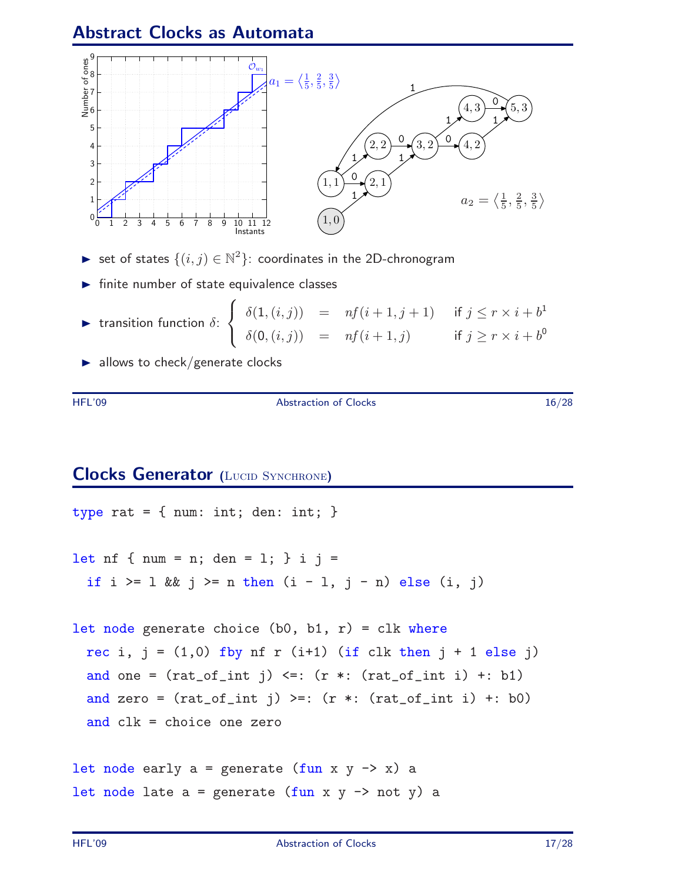## Abstract Clocks as Automata

- set of states $\{(i, j) \in \mathbb{N}^2\}$: coordinates in the 2D-chronogram
- finite number of state equivalence classes
- transition function $\delta$: $\begin{cases} \delta(1, (i, j)) = nf(i + 1, j + 1) & \text{if } j \leq r \times i + b^1 \\ \delta(0, (i, j)) = nf(i + 1, j) & \text{if } j \geq r \times i + b^0 \end{cases}$
- allows to check/generate clocks

## Clocks Generator (Lucid Synchrone)

```
type rat = { num: int; den: int; }

let nf { num = n; den = l; } i j =
  if i >= l && j >= n then (i - l, j - n) else (i, j)

let node generate choice (b0, b1, r) = clk where
  rec i, j = (1,0) fby nf r (i+1) (if clk then j + 1 else j)
  and one = (rat_of_int j) <=: (r *: (rat_of_int i) +: b1)
  and zero = (rat_of_int j) >=: (r *: (rat_of_int i) +: b0)
  and clk = choice one zero

let node early a = generate (fun x y -> x) a
let node late a = generate (fun x y -> not y) a
```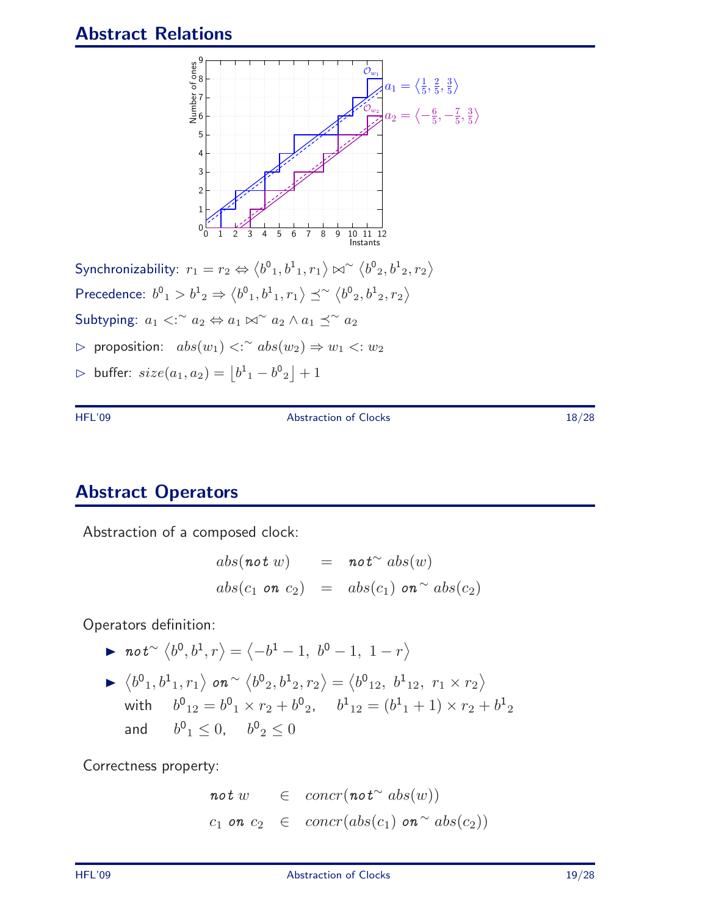## Abstract Relations

Synchronizability: $r_1 = r_2 \Leftrightarrow \langle b^0{}_1, b^1{}_1, r_1 \rangle \bowtie^{\sim} \langle b^0{}_2, b^1{}_2, r_2 \rangle$

Precedence: $b^0{}_1 > b^1{}_2 \Rightarrow \langle b^0{}_1, b^1{}_1, r_1 \rangle \preceq^{\sim} \langle b^0{}_2, b^1{}_2, r_2 \rangle$

Subtyping: $a_1 <:^{\sim} a_2 \Leftrightarrow a_1 \bowtie^{\sim} a_2 \wedge a_1 \preceq^{\sim} a_2$

- ▷ proposition: $abs(w_1) <:^{\sim} abs(w_2) \Rightarrow w_1 <: w_2$
- ▷ buffer: $size(a_1, a_2) = \lfloor b^1{}_1 - b^0{}_2 \rfloor + 1$

## Abstract Operators

Abstraction of a composed clock:

$$abs(\textit{not}\ w) = \textit{not}^{\sim}\ abs(w)$$
$$abs(c_1\ \textit{on}\ c_2) = abs(c_1)\ \textit{on}^{\sim}\ abs(c_2)$$

Operators definition:

- ► $\textit{not}^{\sim} \langle b^0, b^1, r \rangle = \langle -b^1 - 1,\ b^0 - 1,\ 1 - r \rangle$
- ► $\langle b^0{}_1, b^1{}_1, r_1 \rangle\ \textit{on}^{\sim} \langle b^0{}_2, b^1{}_2, r_2 \rangle = \langle b^0{}_{12},\ b^1{}_{12},\ r_1 \times r_2 \rangle$
  with $b^0{}_{12} = b^0{}_1 \times r_2 + b^0{}_2, \quad b^1{}_{12} = (b^1{}_1 + 1) \times r_2 + b^1{}_2$
  and $b^0{}_1 \leq 0, \quad b^0{}_2 \leq 0$

Correctness property:

$$\textit{not}\ w \in concr(\textit{not}^{\sim}\ abs(w))$$
$$c_1\ \textit{on}\ c_2 \in concr(abs(c_1)\ \textit{on}^{\sim}\ abs(c_2))$$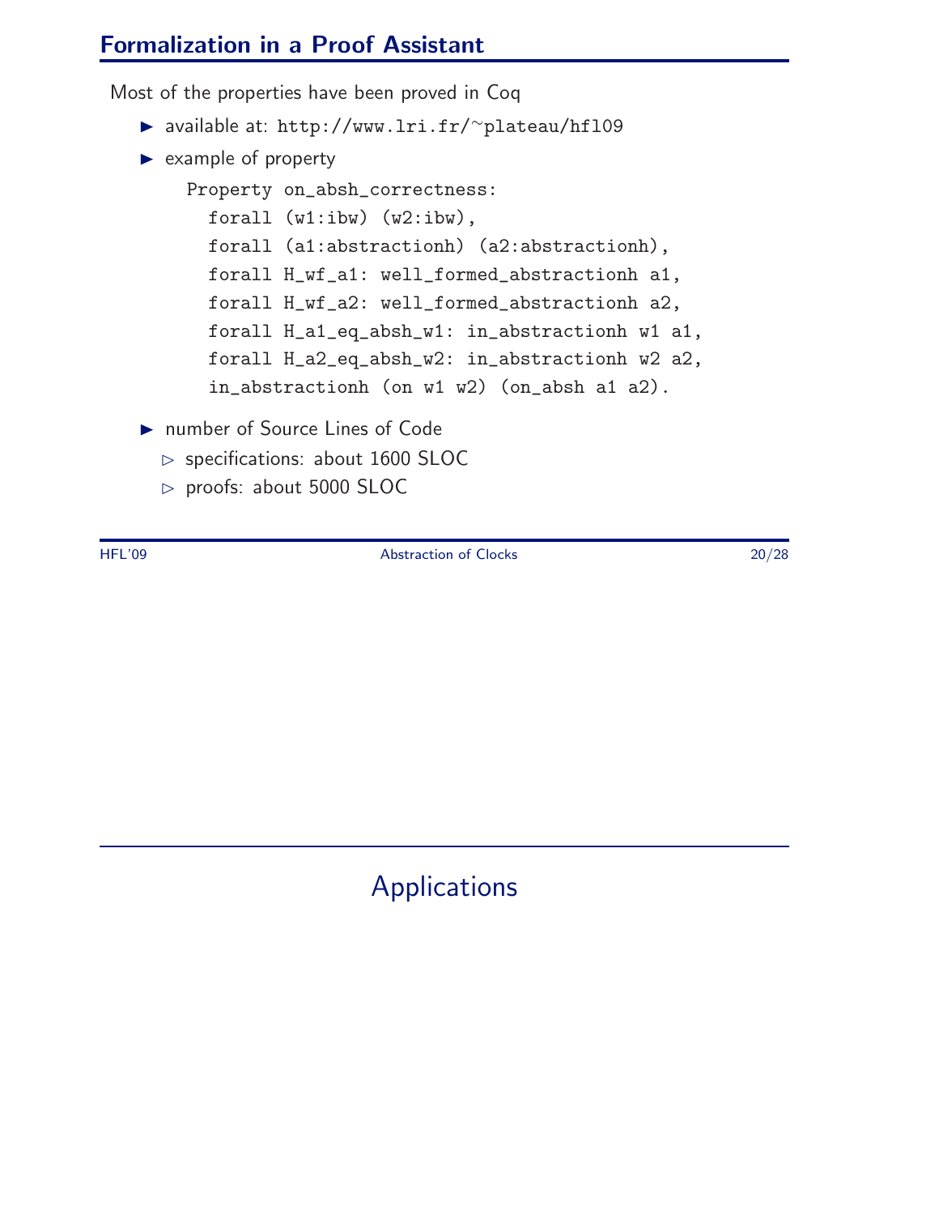## Formalization in a Proof Assistant

Most of the properties have been proved in Coq

- available at: http://www.lri.fr/~plateau/hfl09
- example of property

```
Property on_absh_correctness:
  forall (w1:ibw) (w2:ibw),
  forall (a1:abstractionh) (a2:abstractionh),
  forall H_wf_a1: well_formed_abstractionh a1,
  forall H_wf_a2: well_formed_abstractionh a2,
  forall H_a1_eq_absh_w1: in_abstractionh w1 a1,
  forall H_a2_eq_absh_w2: in_abstractionh w2 a2,
  in_abstractionh (on w1 w2) (on_absh a1 a2).
```

- number of Source Lines of Code
  - specifications: about 1600 SLOC
  - proofs: about 5000 SLOC

# Applications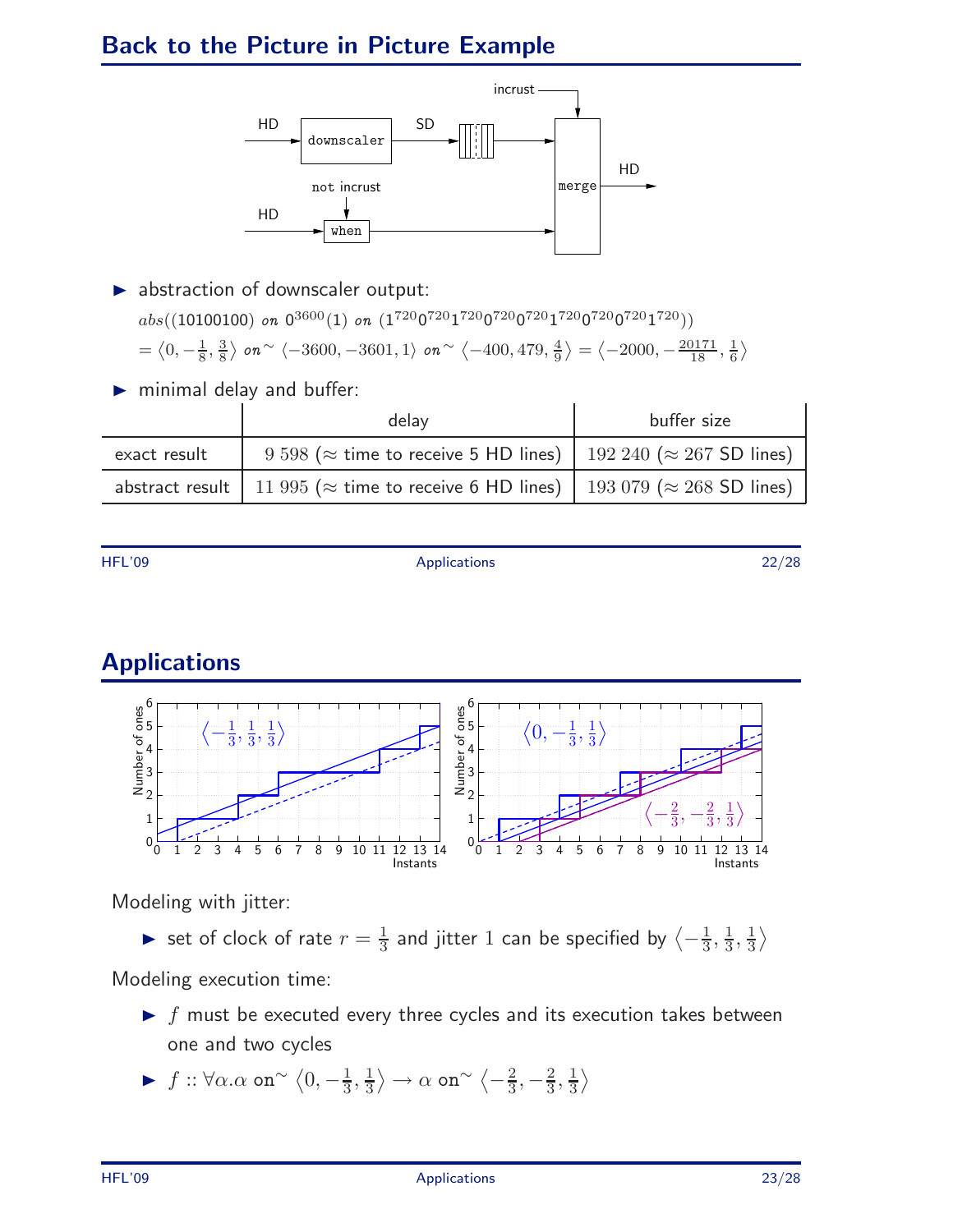## Back to the Picture in Picture Example

- abstraction of downscaler output:

  $abs((10100100)\ \textit{on}\ 0^{3600}(1)\ \textit{on}\ (1^{720}0^{720}1^{720}0^{720}0^{720}1^{720}0^{720}0^{720}1^{720}))$
  
  $= \langle 0, -\frac{1}{8}, \frac{3}{8} \rangle\ \textit{on}^{\sim}\ \langle -3600, -3601, 1 \rangle\ \textit{on}^{\sim}\ \langle -400, 479, \frac{4}{9} \rangle = \langle -2000, -\frac{20171}{18}, \frac{1}{6} \rangle$

- minimal delay and buffer:

| | delay | buffer size |
|---|---|---|
| exact result | 9 598 (≈ time to receive 5 HD lines) | 192 240 (≈ 267 SD lines) |
| abstract result | 11 995 (≈ time to receive 6 HD lines) | 193 079 (≈ 268 SD lines) |

## Applications

Modeling with jitter:

- set of clock of rate $r = \frac{1}{3}$ and jitter 1 can be specified by $\langle -\frac{1}{3}, \frac{1}{3}, \frac{1}{3} \rangle$

Modeling execution time:

- $f$ must be executed every three cycles and its execution takes between one and two cycles
- $f :: \forall \alpha . \alpha\ \texttt{on}^{\sim}\ \langle 0, -\frac{1}{3}, \frac{1}{3} \rangle \rightarrow \alpha\ \texttt{on}^{\sim}\ \langle -\frac{2}{3}, -\frac{2}{3}, \frac{1}{3} \rangle$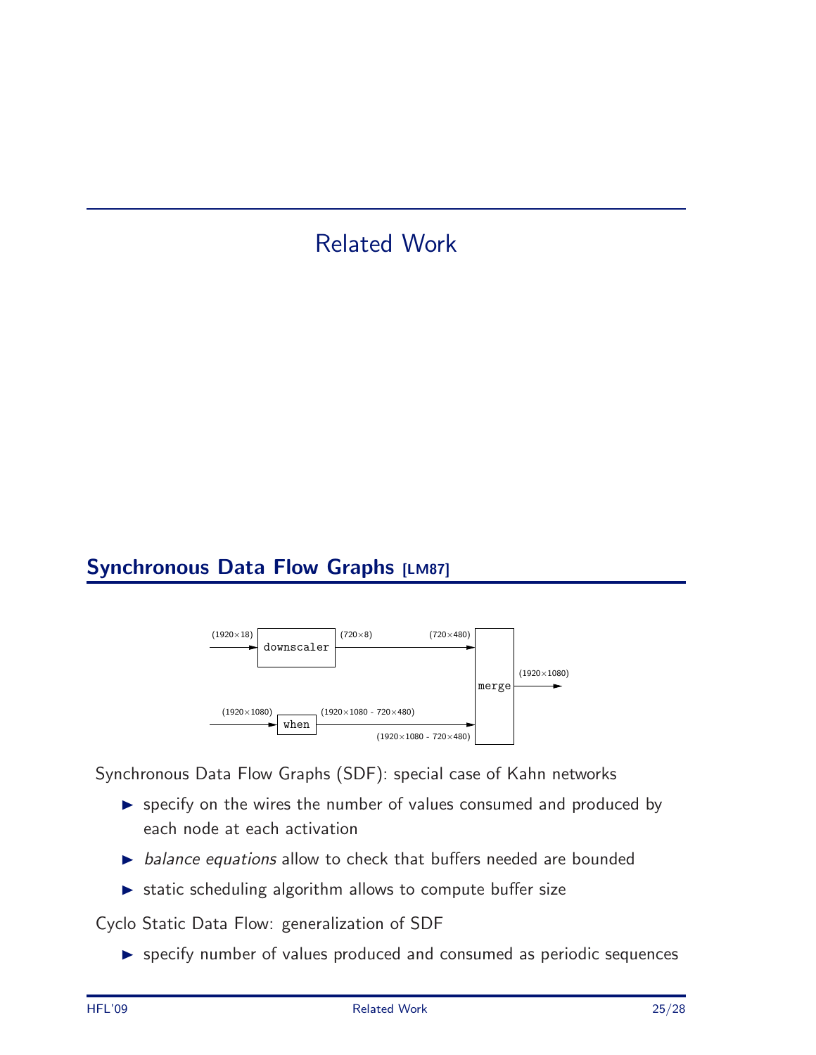# Related Work

## Synchronous Data Flow Graphs [LM87]

Synchronous Data Flow Graphs (SDF): special case of Kahn networks

- specify on the wires the number of values consumed and produced by each node at each activation
- *balance equations* allow to check that buffers needed are bounded
- static scheduling algorithm allows to compute buffer size

Cyclo Static Data Flow: generalization of SDF

- specify number of values produced and consumed as periodic sequences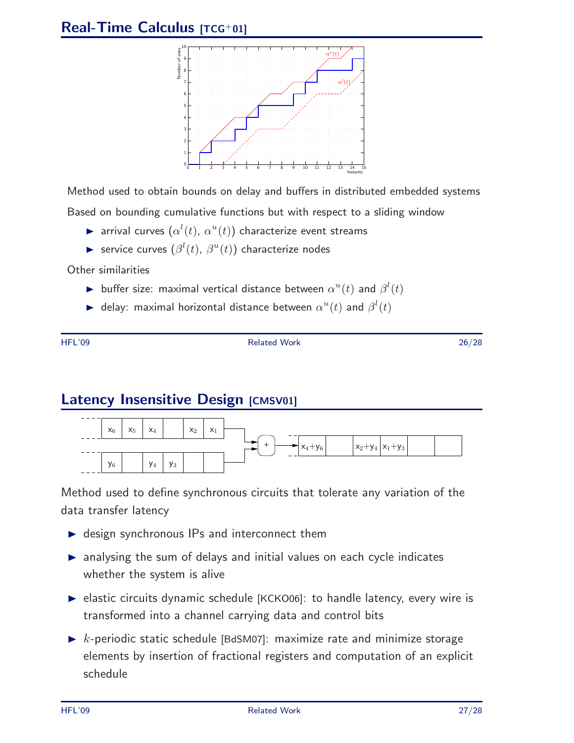## Real-Time Calculus [TCG+01]

Method used to obtain bounds on delay and buffers in distributed embedded systems

Based on bounding cumulative functions but with respect to a sliding window

- arrival curves ($\alpha^l(t)$, $\alpha^u(t)$) characterize event streams
- service curves ($\beta^l(t)$, $\beta^u(t)$) characterize nodes

Other similarities

- buffer size: maximal vertical distance between $\alpha^u(t)$ and $\beta^l(t)$
- delay: maximal horizontal distance between $\alpha^u(t)$ and $\beta^l(t)$

## Latency Insensitive Design [CMSV01]

Method used to define synchronous circuits that tolerate any variation of the data transfer latency

- design synchronous IPs and interconnect them
- analysing the sum of delays and initial values on each cycle indicates whether the system is alive
- elastic circuits dynamic schedule [KCKO06]: to handle latency, every wire is transformed into a channel carrying data and control bits
- $k$-periodic static schedule [BdSM07]: maximize rate and minimize storage elements by insertion of fractional registers and computation of an explicit schedule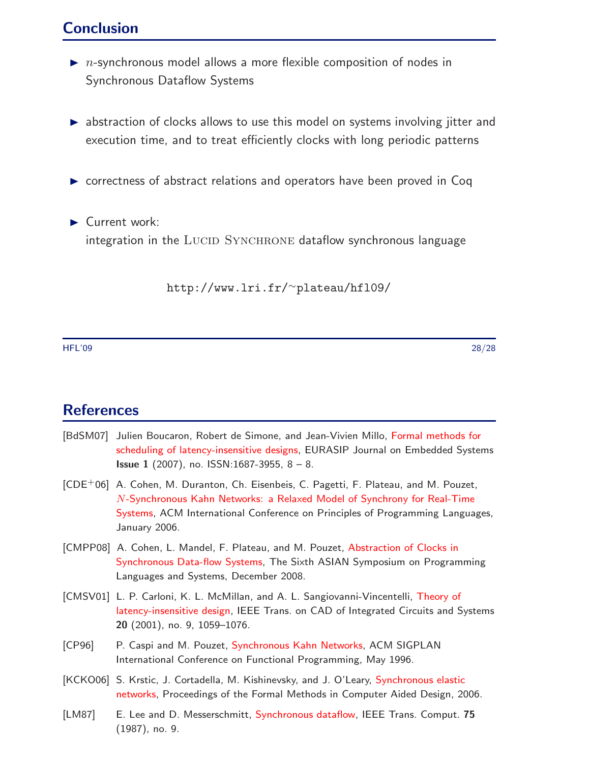## Conclusion

- $n$-synchronous model allows a more flexible composition of nodes in Synchronous Dataflow Systems
- abstraction of clocks allows to use this model on systems involving jitter and execution time, and to treat efficiently clocks with long periodic patterns
- correctness of abstract relations and operators have been proved in Coq
- Current work:
  integration in the Lucid Synchrone dataflow synchronous language

http://www.lri.fr/~plateau/hfl09/

## References

[BdSM07] Julien Boucaron, Robert de Simone, and Jean-Vivien Millo, Formal methods for scheduling of latency-insensitive designs, EURASIP Journal on Embedded Systems **Issue 1** (2007), no. ISSN:1687-3955, 8 – 8.

[CDE+06] A. Cohen, M. Duranton, Ch. Eisenbeis, C. Pagetti, F. Plateau, and M. Pouzet, $N$-Synchronous Kahn Networks: a Relaxed Model of Synchrony for Real-Time Systems, ACM International Conference on Principles of Programming Languages, January 2006.

[CMPP08] A. Cohen, L. Mandel, F. Plateau, and M. Pouzet, Abstraction of Clocks in Synchronous Data-flow Systems, The Sixth ASIAN Symposium on Programming Languages and Systems, December 2008.

[CMSV01] L. P. Carloni, K. L. McMillan, and A. L. Sangiovanni-Vincentelli, Theory of latency-insensitive design, IEEE Trans. on CAD of Integrated Circuits and Systems **20** (2001), no. 9, 1059–1076.

[CP96] P. Caspi and M. Pouzet, Synchronous Kahn Networks, ACM SIGPLAN International Conference on Functional Programming, May 1996.

[KCKO06] S. Krstic, J. Cortadella, M. Kishinevsky, and J. O'Leary, Synchronous elastic networks, Proceedings of the Formal Methods in Computer Aided Design, 2006.

[LM87] E. Lee and D. Messerschmitt, Synchronous dataflow, IEEE Trans. Comput. **75** (1987), no. 9.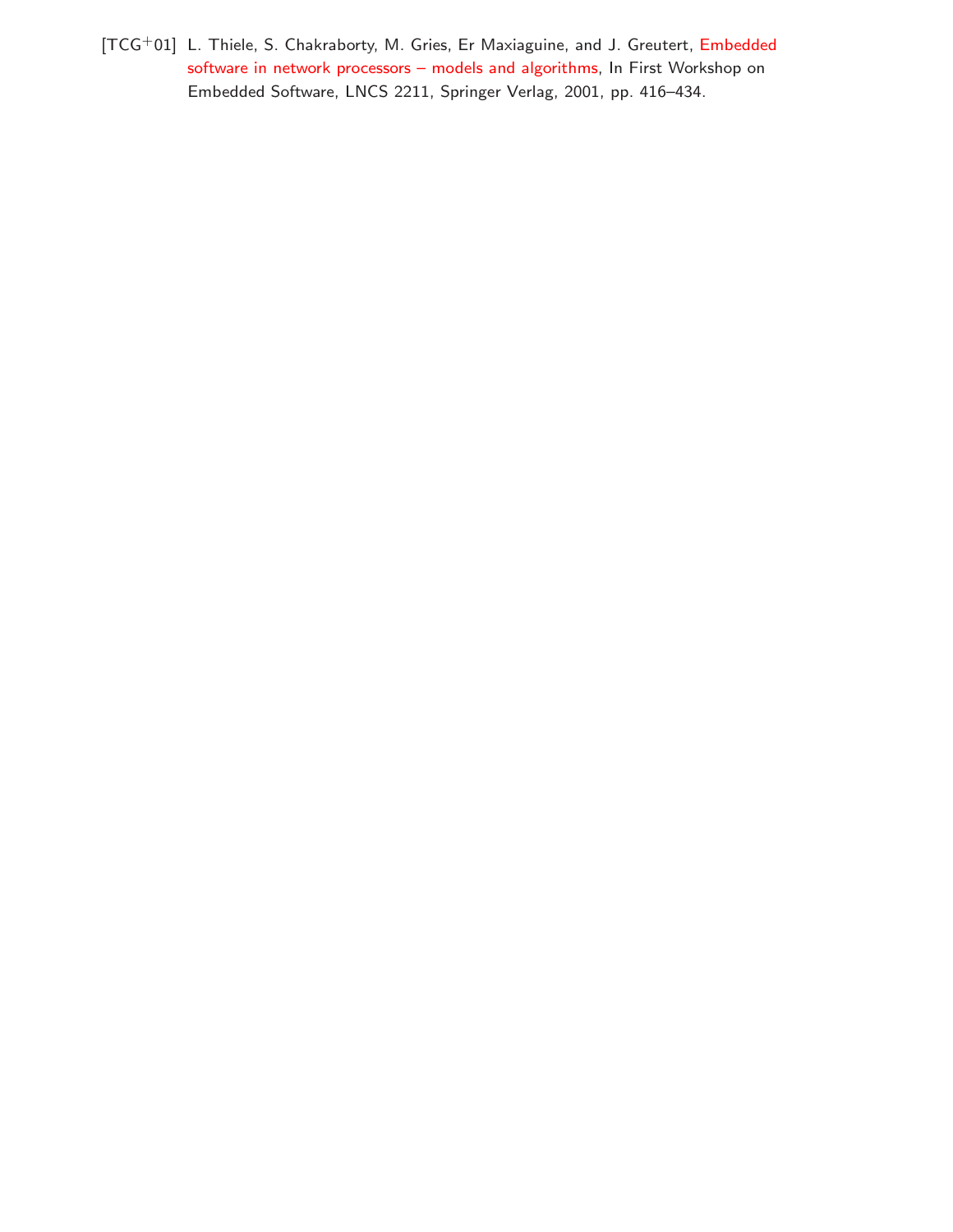[TCG+01] L. Thiele, S. Chakraborty, M. Gries, Er Maxiaguine, and J. Greutert, Embedded software in network processors – models and algorithms, In First Workshop on Embedded Software, LNCS 2211, Springer Verlag, 2001, pp. 416–434.